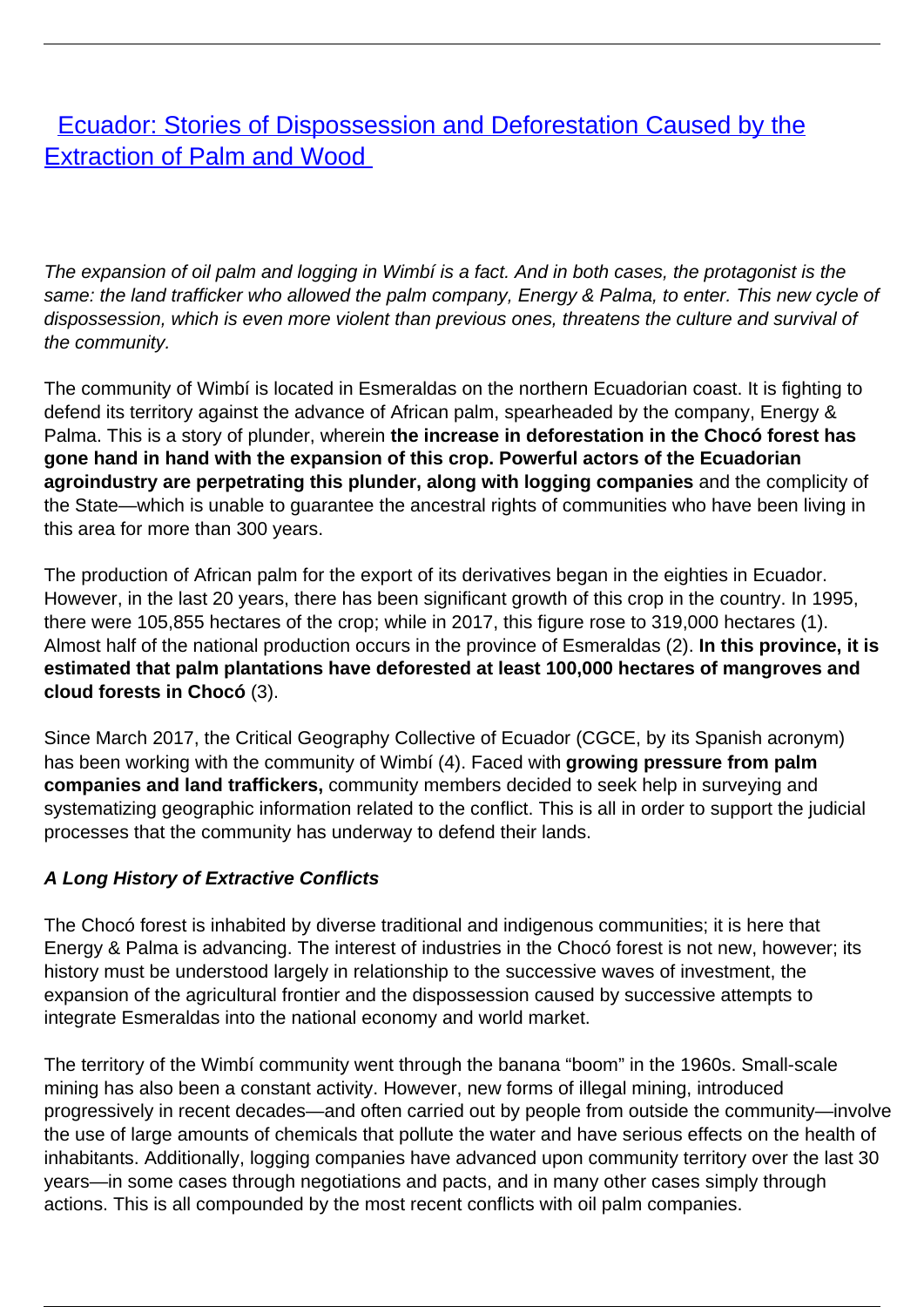# [Ecuador: Stories of Dispossession and Deforestation Caused by the Extraction of Palm and Wood]()

*The expansion of oil palm and logging in Wimbí is a fact. And in both cases, the protagonist is the same: the land trafficker who allowed the palm company, Energy & Palma, to enter. This new cycle of dispossession, which is even more violent than previous ones, threatens the culture and survival of the community.*

The community of Wimbí is located in Esmeraldas on the northern Ecuadorian coast. It is fighting to defend its territory against the advance of African palm, spearheaded by the company, Energy & Palma. This is a story of plunder, wherein **the increase in deforestation in the Chocó forest has gone hand in hand with the expansion of this crop. Powerful actors of the Ecuadorian agroindustry are perpetrating this plunder, along with logging companies** and the complicity of the State—which is unable to guarantee the ancestral rights of communities who have been living in this area for more than 300 years.

The production of African palm for the export of its derivatives began in the eighties in Ecuador. However, in the last 20 years, there has been significant growth of this crop in the country. In 1995, there were 105,855 hectares of the crop; while in 2017, this figure rose to 319,000 hectares (1). Almost half of the national production occurs in the province of Esmeraldas (2). **In this province, it is estimated that palm plantations have deforested at least 100,000 hectares of mangroves and cloud forests in Chocó** (3).

Since March 2017, the Critical Geography Collective of Ecuador (CGCE, by its Spanish acronym) has been working with the community of Wimbí (4). Faced with **growing pressure from palm companies and land traffickers,** community members decided to seek help in surveying and systematizing geographic information related to the conflict. This is all in order to support the judicial processes that the community has underway to defend their lands.

### *A Long History of Extractive Conflicts*

The Chocó forest is inhabited by diverse traditional and indigenous communities; it is here that Energy & Palma is advancing. The interest of industries in the Chocó forest is not new, however; its history must be understood largely in relationship to the successive waves of investment, the expansion of the agricultural frontier and the dispossession caused by successive attempts to integrate Esmeraldas into the national economy and world market.

The territory of the Wimbí community went through the banana "boom" in the 1960s. Small-scale mining has also been a constant activity. However, new forms of illegal mining, introduced progressively in recent decades—and often carried out by people from outside the community—involve the use of large amounts of chemicals that pollute the water and have serious effects on the health of inhabitants. Additionally, logging companies have advanced upon community territory over the last 30 years—in some cases through negotiations and pacts, and in many other cases simply through actions. This is all compounded by the most recent conflicts with oil palm companies.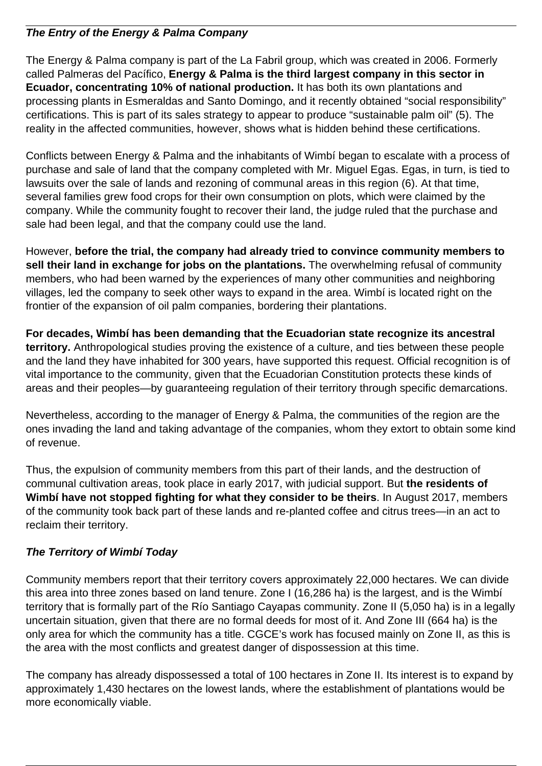### ***The Entry of the Energy & Palma Company***

The Energy & Palma company is part of the La Fabril group, which was created in 2006. Formerly called Palmeras del Pacífico, **Energy & Palma is the third largest company in this sector in Ecuador, concentrating 10% of national production.** It has both its own plantations and processing plants in Esmeraldas and Santo Domingo, and it recently obtained "social responsibility" certifications. This is part of its sales strategy to appear to produce "sustainable palm oil" (5). The reality in the affected communities, however, shows what is hidden behind these certifications.

Conflicts between Energy & Palma and the inhabitants of Wimbí began to escalate with a process of purchase and sale of land that the company completed with Mr. Miguel Egas. Egas, in turn, is tied to lawsuits over the sale of lands and rezoning of communal areas in this region (6). At that time, several families grew food crops for their own consumption on plots, which were claimed by the company. While the community fought to recover their land, the judge ruled that the purchase and sale had been legal, and that the company could use the land.

However, **before the trial, the company had already tried to convince community members to sell their land in exchange for jobs on the plantations.** The overwhelming refusal of community members, who had been warned by the experiences of many other communities and neighboring villages, led the company to seek other ways to expand in the area. Wimbí is located right on the frontier of the expansion of oil palm companies, bordering their plantations.

**For decades, Wimbí has been demanding that the Ecuadorian state recognize its ancestral territory.** Anthropological studies proving the existence of a culture, and ties between these people and the land they have inhabited for 300 years, have supported this request. Official recognition is of vital importance to the community, given that the Ecuadorian Constitution protects these kinds of areas and their peoples—by guaranteeing regulation of their territory through specific demarcations.

Nevertheless, according to the manager of Energy & Palma, the communities of the region are the ones invading the land and taking advantage of the companies, whom they extort to obtain some kind of revenue.

Thus, the expulsion of community members from this part of their lands, and the destruction of communal cultivation areas, took place in early 2017, with judicial support. But **the residents of Wimbí have not stopped fighting for what they consider to be theirs**. In August 2017, members of the community took back part of these lands and re-planted coffee and citrus trees—in an act to reclaim their territory.

### ***The Territory of Wimbí Today***

Community members report that their territory covers approximately 22,000 hectares. We can divide this area into three zones based on land tenure. Zone I (16,286 ha) is the largest, and is the Wimbí territory that is formally part of the Río Santiago Cayapas community. Zone II (5,050 ha) is in a legally uncertain situation, given that there are no formal deeds for most of it. And Zone III (664 ha) is the only area for which the community has a title. CGCE's work has focused mainly on Zone II, as this is the area with the most conflicts and greatest danger of dispossession at this time.

The company has already dispossessed a total of 100 hectares in Zone II. Its interest is to expand by approximately 1,430 hectares on the lowest lands, where the establishment of plantations would be more economically viable.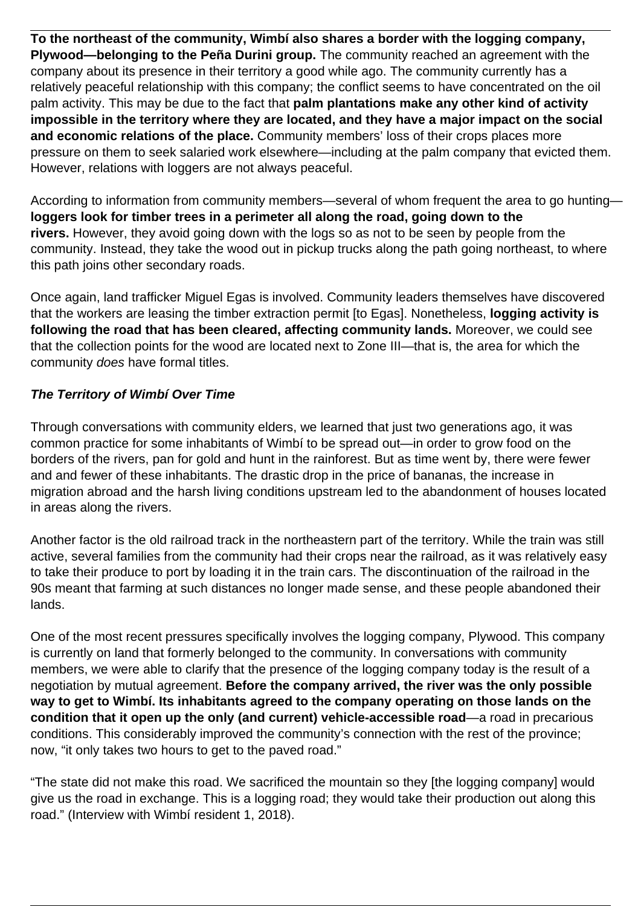**To the northeast of the community, Wimbí also shares a border with the logging company, Plywood—belonging to the Peña Durini group.** The community reached an agreement with the company about its presence in their territory a good while ago. The community currently has a relatively peaceful relationship with this company; the conflict seems to have concentrated on the oil palm activity. This may be due to the fact that **palm plantations make any other kind of activity impossible in the territory where they are located, and they have a major impact on the social and economic relations of the place.** Community members' loss of their crops places more pressure on them to seek salaried work elsewhere—including at the palm company that evicted them. However, relations with loggers are not always peaceful.

According to information from community members—several of whom frequent the area to go hunting—**loggers look for timber trees in a perimeter all along the road, going down to the rivers.** However, they avoid going down with the logs so as not to be seen by people from the community. Instead, they take the wood out in pickup trucks along the path going northeast, to where this path joins other secondary roads.

Once again, land trafficker Miguel Egas is involved. Community leaders themselves have discovered that the workers are leasing the timber extraction permit [to Egas]. Nonetheless, **logging activity is following the road that has been cleared, affecting community lands.** Moreover, we could see that the collection points for the wood are located next to Zone III—that is, the area for which the community *does* have formal titles.

***The Territory of Wimbí Over Time***

Through conversations with community elders, we learned that just two generations ago, it was common practice for some inhabitants of Wimbí to be spread out—in order to grow food on the borders of the rivers, pan for gold and hunt in the rainforest. But as time went by, there were fewer and and fewer of these inhabitants. The drastic drop in the price of bananas, the increase in migration abroad and the harsh living conditions upstream led to the abandonment of houses located in areas along the rivers.

Another factor is the old railroad track in the northeastern part of the territory. While the train was still active, several families from the community had their crops near the railroad, as it was relatively easy to take their produce to port by loading it in the train cars. The discontinuation of the railroad in the 90s meant that farming at such distances no longer made sense, and these people abandoned their lands.

One of the most recent pressures specifically involves the logging company, Plywood. This company is currently on land that formerly belonged to the community. In conversations with community members, we were able to clarify that the presence of the logging company today is the result of a negotiation by mutual agreement. **Before the company arrived, the river was the only possible way to get to Wimbí. Its inhabitants agreed to the company operating on those lands on the condition that it open up the only (and current) vehicle-accessible road**—a road in precarious conditions. This considerably improved the community's connection with the rest of the province; now, "it only takes two hours to get to the paved road."

"The state did not make this road. We sacrificed the mountain so they [the logging company] would give us the road in exchange. This is a logging road; they would take their production out along this road." (Interview with Wimbí resident 1, 2018).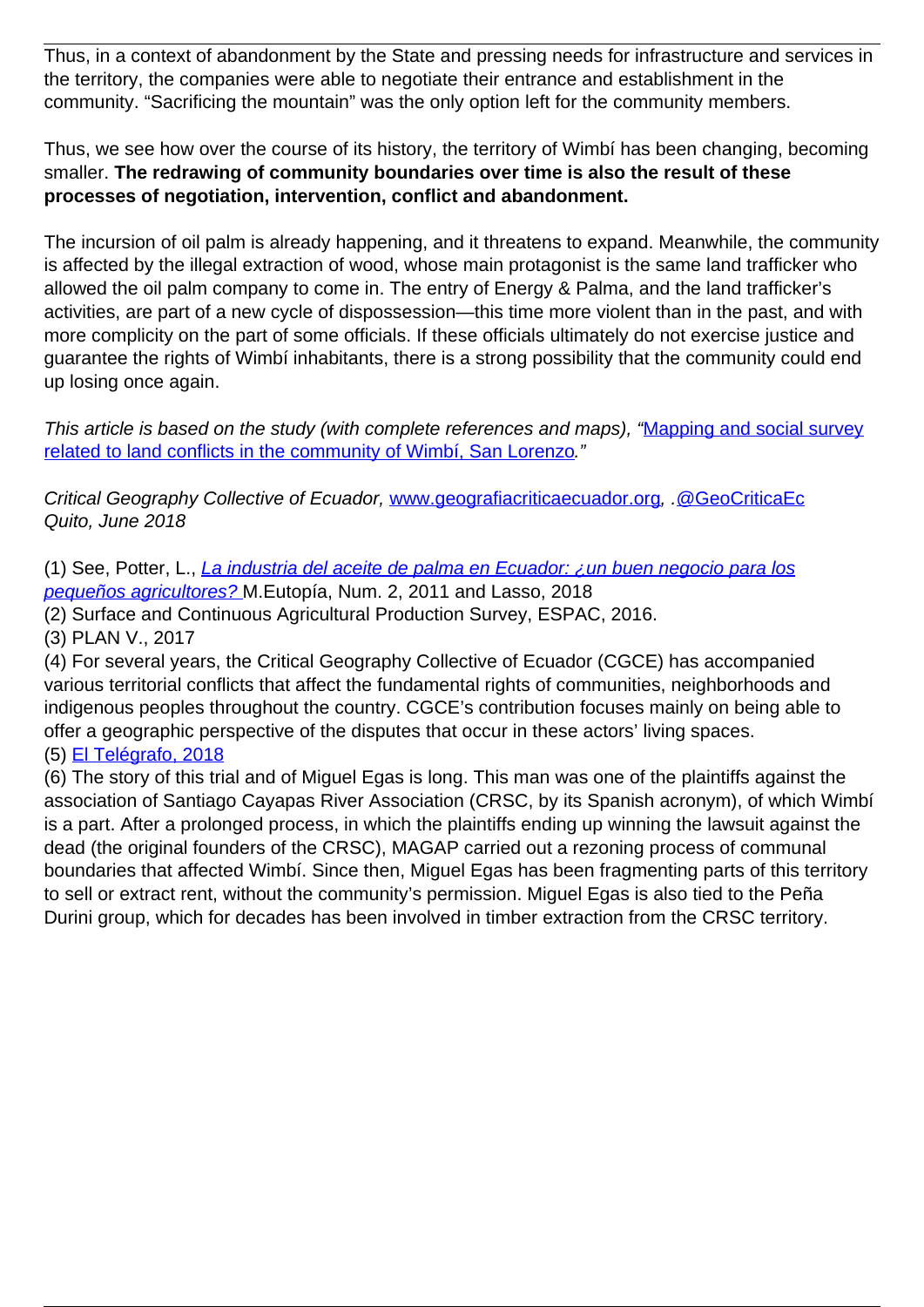Thus, in a context of abandonment by the State and pressing needs for infrastructure and services in the territory, the companies were able to negotiate their entrance and establishment in the community. "Sacrificing the mountain" was the only option left for the community members.

Thus, we see how over the course of its history, the territory of Wimbí has been changing, becoming smaller. **The redrawing of community boundaries over time is also the result of these processes of negotiation, intervention, conflict and abandonment.**

The incursion of oil palm is already happening, and it threatens to expand. Meanwhile, the community is affected by the illegal extraction of wood, whose main protagonist is the same land trafficker who allowed the oil palm company to come in. The entry of Energy & Palma, and the land trafficker's activities, are part of a new cycle of dispossession—this time more violent than in the past, and with more complicity on the part of some officials. If these officials ultimately do not exercise justice and guarantee the rights of Wimbí inhabitants, there is a strong possibility that the community could end up losing once again.

*This article is based on the study (with complete references and maps), "*[Mapping and social survey related to land conflicts in the community of Wimbí, San Lorenzo](#)*."*

*Critical Geography Collective of Ecuador,* [www.geografiacriticaecuador.org](http://www.geografiacriticaecuador.org)*, .*[@GeoCriticaEc](#)
*Quito, June 2018*

(1) See, Potter, L., [*La industria del aceite de palma en Ecuador: ¿un buen negocio para los pequeños agricultores?*](#) M.Eutopía, Num. 2, 2011 and Lasso, 2018
(2) Surface and Continuous Agricultural Production Survey, ESPAC, 2016.
(3) PLAN V., 2017
(4) For several years, the Critical Geography Collective of Ecuador (CGCE) has accompanied various territorial conflicts that affect the fundamental rights of communities, neighborhoods and indigenous peoples throughout the country. CGCE's contribution focuses mainly on being able to offer a geographic perspective of the disputes that occur in these actors' living spaces.
(5) [El Telégrafo, 2018](#)
(6) The story of this trial and of Miguel Egas is long. This man was one of the plaintiffs against the association of Santiago Cayapas River Association (CRSC, by its Spanish acronym), of which Wimbí is a part. After a prolonged process, in which the plaintiffs ending up winning the lawsuit against the dead (the original founders of the CRSC), MAGAP carried out a rezoning process of communal boundaries that affected Wimbí. Since then, Miguel Egas has been fragmenting parts of this territory to sell or extract rent, without the community's permission. Miguel Egas is also tied to the Peña Durini group, which for decades has been involved in timber extraction from the CRSC territory.